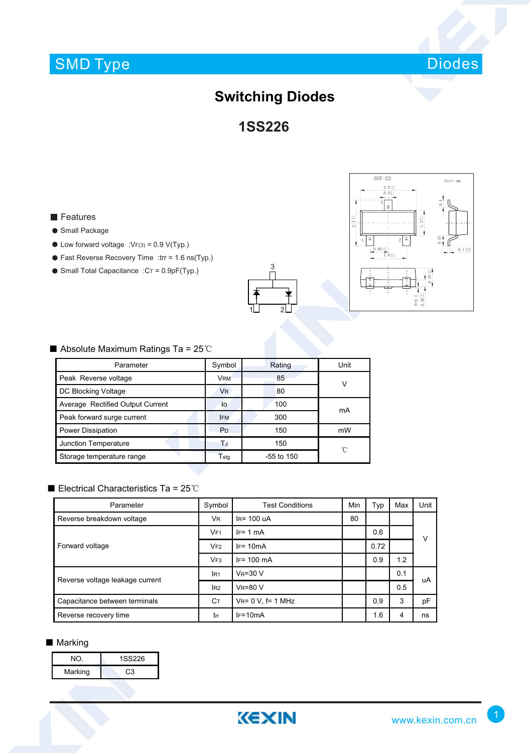SMD Type Diodes

# Switching Diodes

## 1SS226

### ■ Features

- Small Package
- Low forward voltage :$V_{F(3)}$ = 0.9 V(Typ.)
- Fast Reverse Recovery Time :trr = 1.6 ns(Typ.)
- Small Total Capacitance :$C_T$ = 0.9pF(Typ.)

### ■ Absolute Maximum Ratings Ta = 25℃

| Parameter | Symbol | Rating | Unit |
|---|---|---|---|
| Peak Reverse voltage | $V_{RM}$ | 85 | V |
| DC Blocking Voltage | $V_R$ | 80 | |
| Average Rectified Output Current | Io | 100 | mA |
| Peak forward surge current | $I_{FM}$ | 300 | |
| Power Dissipation | $P_D$ | 150 | mW |
| Junction Temperature | $T_J$ | 150 | ℃ |
| Storage temperature range | $T_{stg}$ | -55 to 150 | |

### ■ Electrical Characteristics Ta = 25℃

| Parameter | Symbol | Test Conditions | Min | Typ | Max | Unit |
|---|---|---|---|---|---|---|
| Reverse breakdown voltage | $V_R$ | $I_R$= 100 uA | 80 | | | V |
| Forward voltage | $V_{F1}$ | $I_F$= 1 mA | | 0.6 | | |
| | $V_{F2}$ | $I_F$= 10mA | | 0.72 | | |
| | $V_{F3}$ | $I_F$= 100 mA | | 0.9 | 1.2 | |
| Reverse voltage leakage current | $I_{R1}$ | $V_R$=30 V | | | 0.1 | uA |
| | $I_{R2}$ | $V_R$=80 V | | | 0.5 | |
| Capacitance between terminals | $C_T$ | $V_R$= 0 V, f= 1 MHz | | 0.9 | 3 | pF |
| Reverse recovery time | trr | $I_F$=10mA | | 1.6 | 4 | ns |

### ■ Marking

| NO. | 1SS226 |
|---|---|
| Marking | C3 |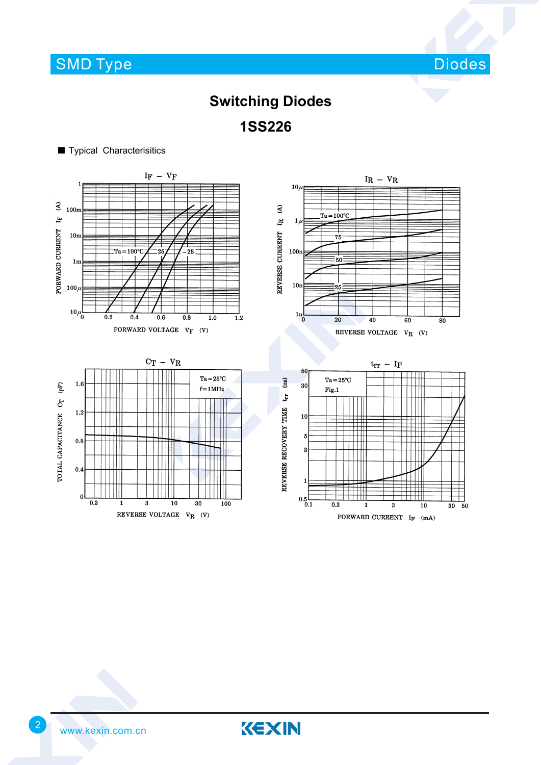# Switching Diodes

## 1SS226

■ Typical Characterisitics

$I_F$ – $V_F$

FORWARD CURRENT $I_F$ (A)

1
100m
10m
1m
100μ
10μ

Ta=100℃
25
−25

0
0.2
0.4
0.6
0.8
1.0
1.2

FORWARD VOLTAGE $V_F$ (V)

$I_R$ – $V_R$

REVERSE CURRENT $I_R$ (A)

10μ
1μ
100n
10n
1n

Ta=100℃
75
50
25

0
20
40
60
80

REVERSE VOLTAGE $V_R$ (V)

$C_T$ – $V_R$

TOTAL CAPACITANCE $C_T$ (pF)

1.6
1.2
0.8
0.4
0

Ta=25℃
f=1MHz

0.3
1
3
10
30
100

REVERSE VOLTAGE $V_R$ (V)

$t_{rr}$ – $I_F$

REVERSE RECOVERY TIME $t_{rr}$ (ns)

50
30
10
5
3
1
0.5

Ta=25℃
Fig.1

0.1
0.3
1
3
10
30
50

FORWARD CURRENT $I_F$ (mA)